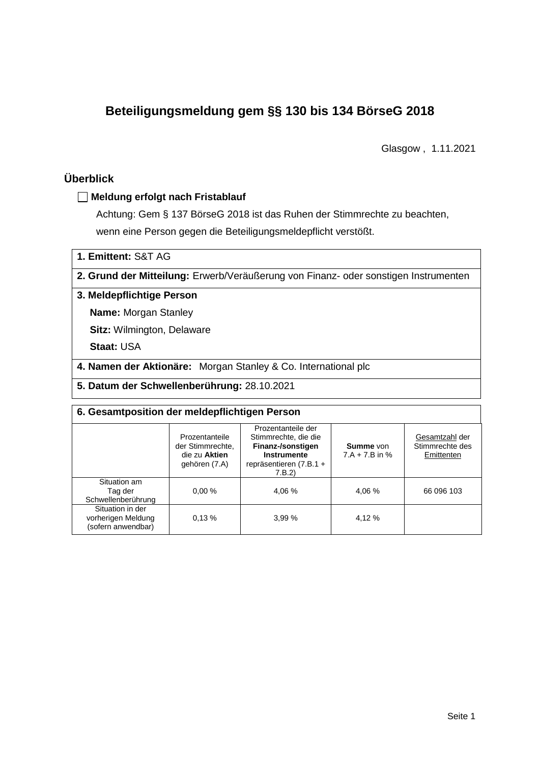# Beteiligungsmeldung gem §§ 130 bis 134 BörseG 2018

Glasgow , 1.11.2021

## Überblick

☐ **Meldung erfolgt nach Fristablauf**

Achtung: Gem § 137 BörseG 2018 ist das Ruhen der Stimmrechte zu beachten, wenn eine Person gegen die Beteiligungsmeldepflicht verstößt.

**1. Emittent:** S&T AG

**2. Grund der Mitteilung:** Erwerb/Veräußerung von Finanz- oder sonstigen Instrumenten

**3. Meldepflichtige Person**

**Name:** Morgan Stanley

**Sitz:** Wilmington, Delaware

**Staat:** USA

**4. Namen der Aktionäre:** Morgan Stanley & Co. International plc

**5. Datum der Schwellenberührung:** 28.10.2021

**6. Gesamtposition der meldepflichtigen Person**

| | Prozentanteile der Stimmrechte, die zu **Aktien** gehören (7.A) | Prozentanteile der Stimmrechte, die die **Finanz-/sonstigen Instrumente** repräsentieren (7.B.1 + 7.B.2) | **Summe** von 7.A + 7.B in % | Gesamtzahl der Stimmrechte des Emittenten |
|---|---|---|---|---|
| Situation am Tag der Schwellenberührung | 0,00 % | 4,06 % | 4,06 % | 66 096 103 |
| Situation in der vorherigen Meldung (sofern anwendbar) | 0,13 % | 3,99 % | 4,12 % | |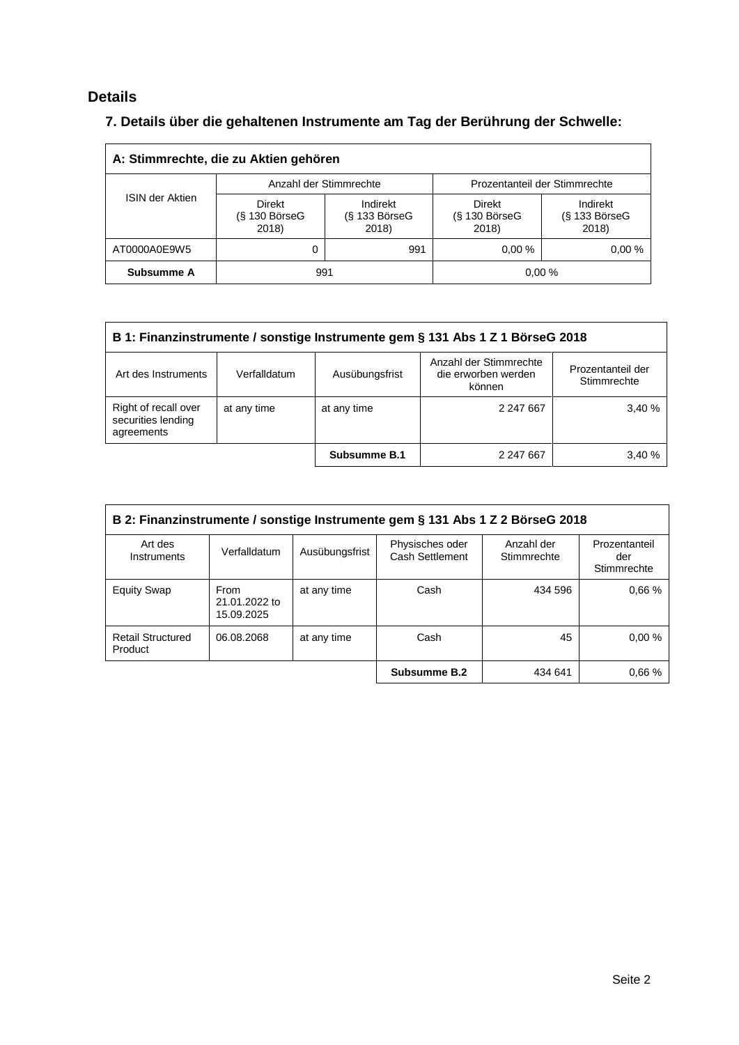## Details

### 7. Details über die gehaltenen Instrumente am Tag der Berührung der Schwelle:

| A: Stimmrechte, die zu Aktien gehören | | | | |
|---|---|---|---|---|
| ISIN der Aktien | Anzahl der Stimmrechte | | Prozentanteil der Stimmrechte | |
| | Direkt (§ 130 BörseG 2018) | Indirekt (§ 133 BörseG 2018) | Direkt (§ 130 BörseG 2018) | Indirekt (§ 133 BörseG 2018) |
| AT0000A0E9W5 | 0 | 991 | 0,00 % | 0,00 % |
| **Subsumme A** | 991 | | 0,00 % | |

| B 1: Finanzinstrumente / sonstige Instrumente gem § 131 Abs 1 Z 1 BörseG 2018 | | | | |
|---|---|---|---|---|
| Art des Instruments | Verfalldatum | Ausübungsfrist | Anzahl der Stimmrechte die erworben werden können | Prozentanteil der Stimmrechte |
| Right of recall over securities lending agreements | at any time | at any time | 2 247 667 | 3,40 % |
| | | **Subsumme B.1** | 2 247 667 | 3,40 % |

| B 2: Finanzinstrumente / sonstige Instrumente gem § 131 Abs 1 Z 2 BörseG 2018 | | | | | |
|---|---|---|---|---|---|
| Art des Instruments | Verfalldatum | Ausübungsfrist | Physisches oder Cash Settlement | Anzahl der Stimmrechte | Prozentanteil der Stimmrechte |
| Equity Swap | From 21.01.2022 to 15.09.2025 | at any time | Cash | 434 596 | 0,66 % |
| Retail Structured Product | 06.08.2068 | at any time | Cash | 45 | 0,00 % |
| | | | **Subsumme B.2** | 434 641 | 0,66 % |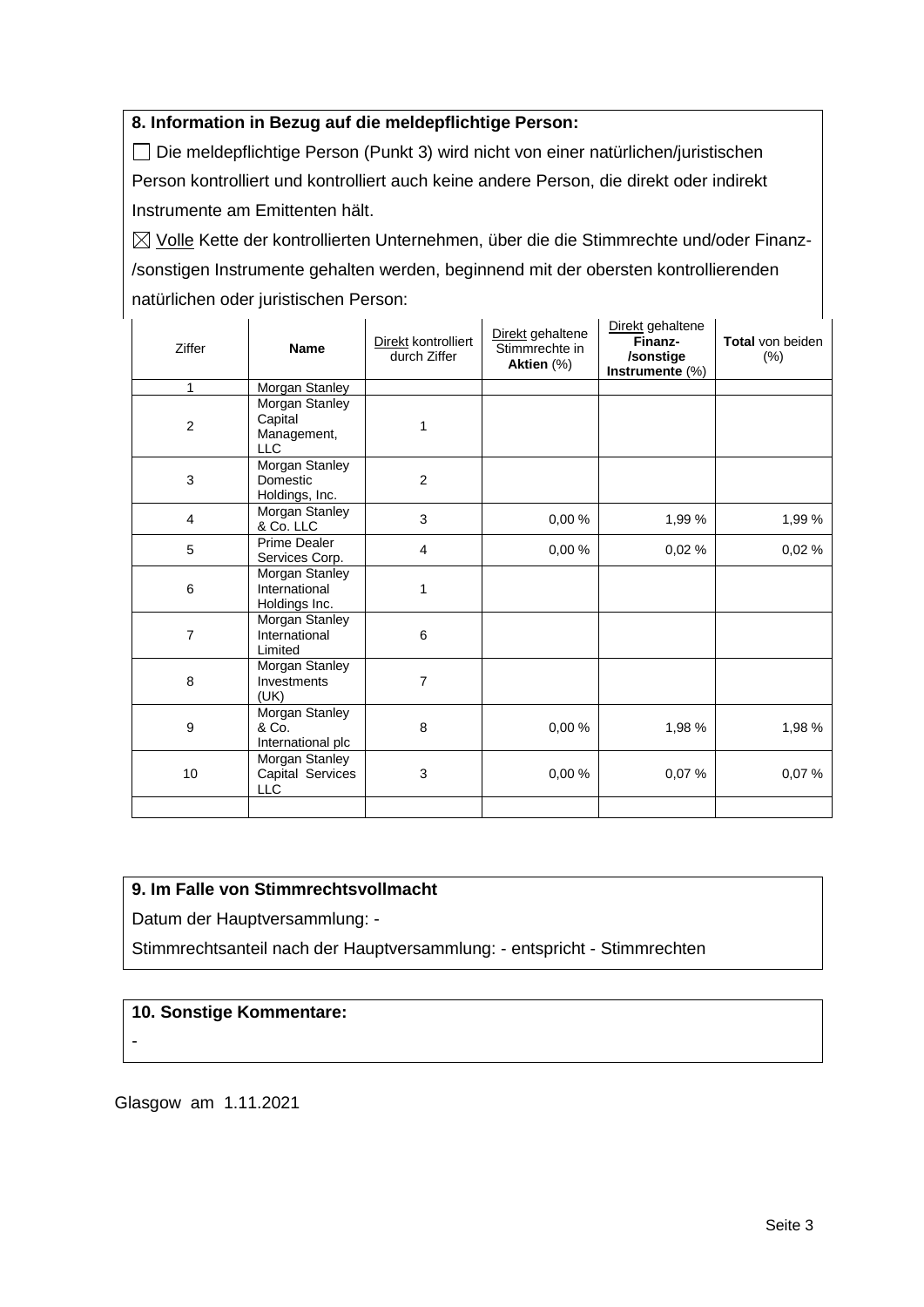**8. Information in Bezug auf die meldepflichtige Person:**

☐ Die meldepflichtige Person (Punkt 3) wird nicht von einer natürlichen/juristischen Person kontrolliert und kontrolliert auch keine andere Person, die direkt oder indirekt Instrumente am Emittenten hält.

☒ Volle Kette der kontrollierten Unternehmen, über die die Stimmrechte und/oder Finanz-/sonstigen Instrumente gehalten werden, beginnend mit der obersten kontrollierenden natürlichen oder juristischen Person:

| Ziffer | **Name** | Direkt kontrolliert durch Ziffer | Direkt gehaltene Stimmrechte in **Aktien** (%) | Direkt gehaltene **Finanz-/sonstige Instrumente** (%) | **Total** von beiden (%) |
|---|---|---|---|---|---|
| 1 | Morgan Stanley | | | | |
| 2 | Morgan Stanley Capital Management, LLC | 1 | | | |
| 3 | Morgan Stanley Domestic Holdings, Inc. | 2 | | | |
| 4 | Morgan Stanley & Co. LLC | 3 | 0,00 % | 1,99 % | 1,99 % |
| 5 | Prime Dealer Services Corp. | 4 | 0,00 % | 0,02 % | 0,02 % |
| 6 | Morgan Stanley International Holdings Inc. | 1 | | | |
| 7 | Morgan Stanley International Limited | 6 | | | |
| 8 | Morgan Stanley Investments (UK) | 7 | | | |
| 9 | Morgan Stanley & Co. International plc | 8 | 0,00 % | 1,98 % | 1,98 % |
| 10 | Morgan Stanley Capital Services LLC | 3 | 0,00 % | 0,07 % | 0,07 % |
| | | | | | |

**9. Im Falle von Stimmrechtsvollmacht**

Datum der Hauptversammlung: -

Stimmrechtsanteil nach der Hauptversammlung: - entspricht - Stimmrechten

**10. Sonstige Kommentare:**

-

Glasgow am 1.11.2021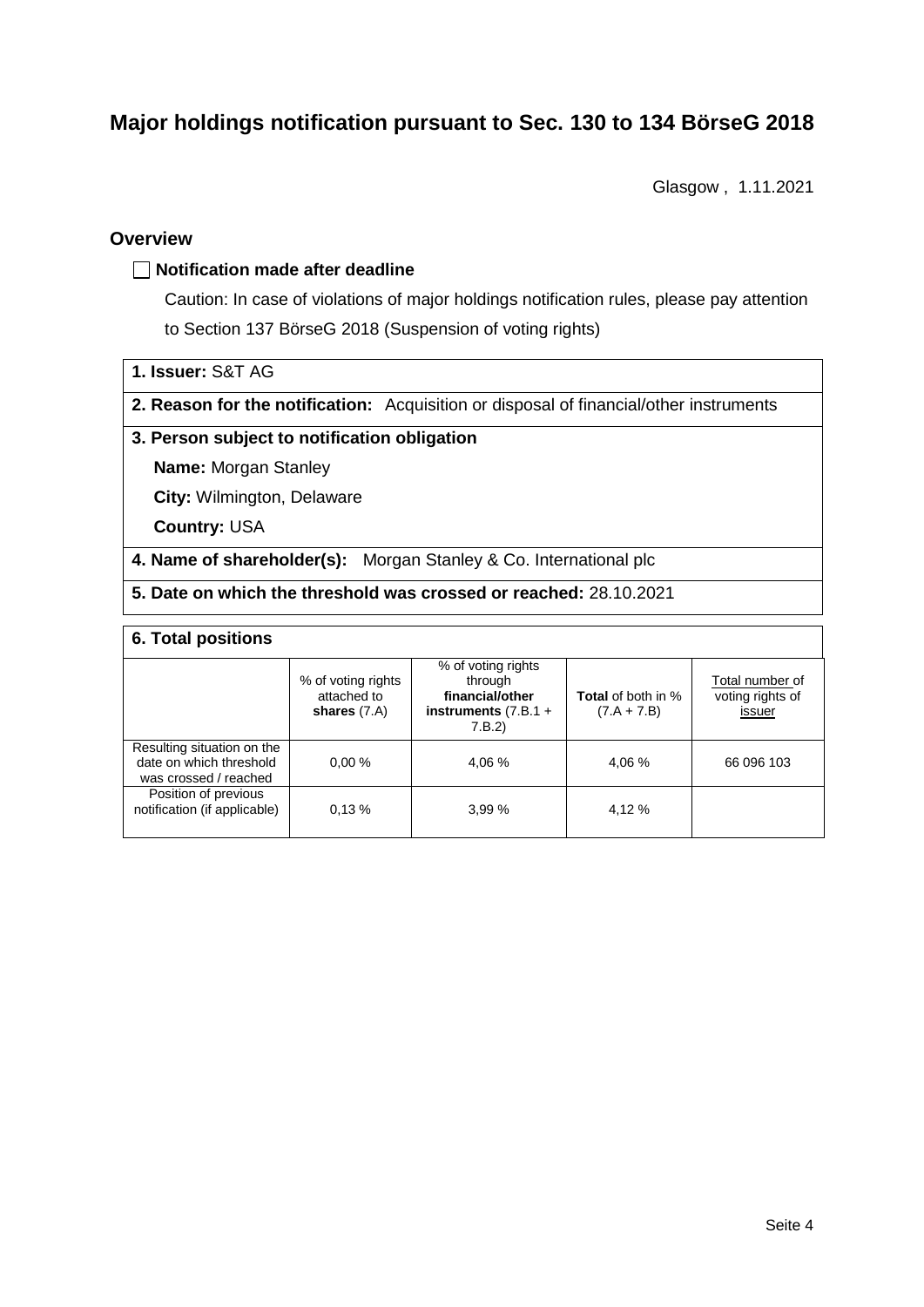# Major holdings notification pursuant to Sec. 130 to 134 BörseG 2018

Glasgow , 1.11.2021

## Overview

☐ **Notification made after deadline**

Caution: In case of violations of major holdings notification rules, please pay attention to Section 137 BörseG 2018 (Suspension of voting rights)

**1. Issuer:** S&T AG

**2. Reason for the notification:** Acquisition or disposal of financial/other instruments

**3. Person subject to notification obligation**

**Name:** Morgan Stanley

**City:** Wilmington, Delaware

**Country:** USA

**4. Name of shareholder(s):** Morgan Stanley & Co. International plc

**5. Date on which the threshold was crossed or reached:** 28.10.2021

**6. Total positions**

| | % of voting rights attached to **shares** (7.A) | % of voting rights through **financial/other instruments** (7.B.1 + 7.B.2) | **Total** of both in % (7.A + 7.B) | Total number of voting rights of issuer |
|---|---|---|---|---|
| Resulting situation on the date on which threshold was crossed / reached | 0,00 % | 4,06 % | 4,06 % | 66 096 103 |
| Position of previous notification (if applicable) | 0,13 % | 3,99 % | 4,12 % | |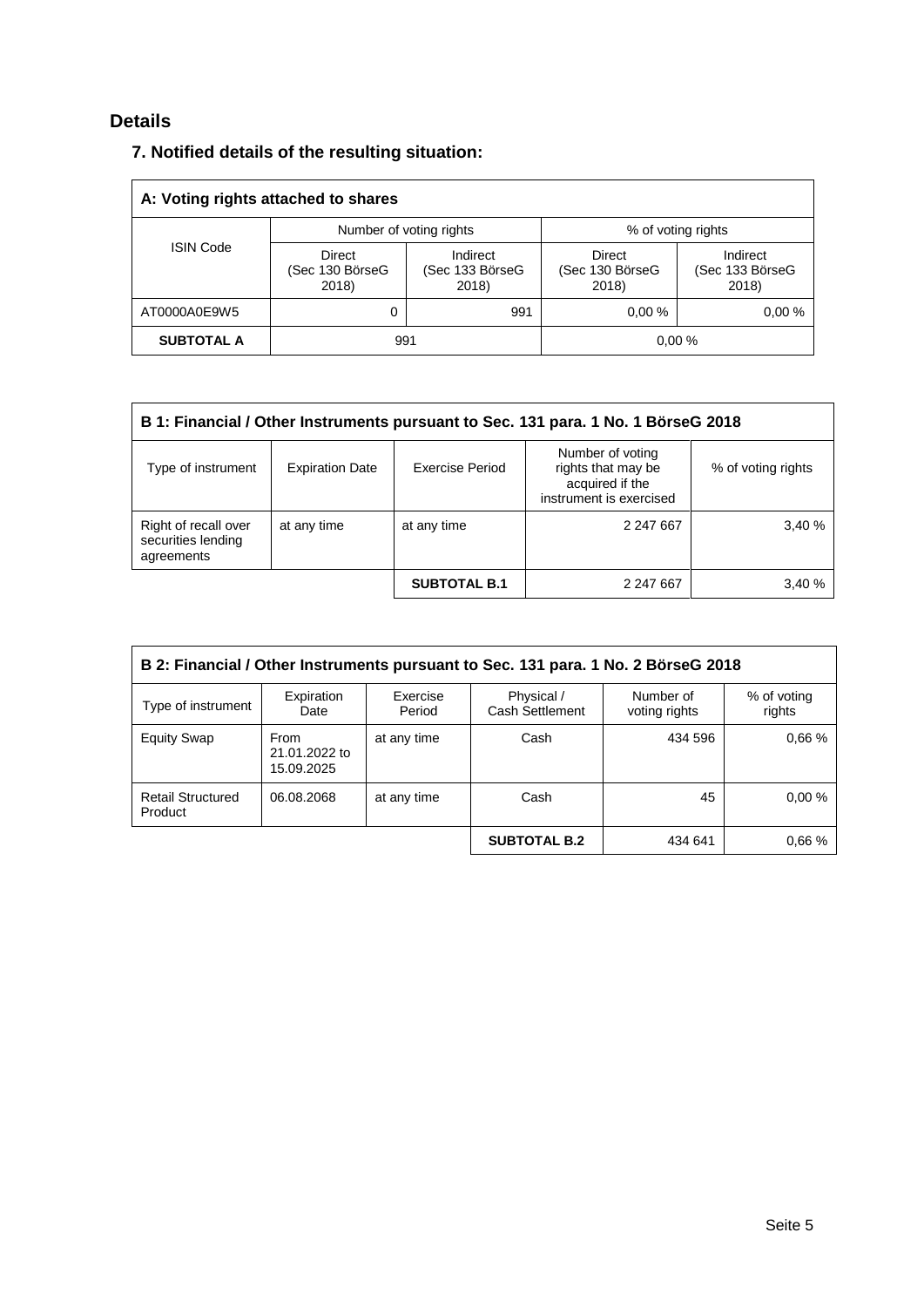## Details

### 7. Notified details of the resulting situation:

| A: Voting rights attached to shares | | | | |
|---|---|---|---|---|
| ISIN Code | Number of voting rights | | % of voting rights | |
| | Direct (Sec 130 BörseG 2018) | Indirect (Sec 133 BörseG 2018) | Direct (Sec 130 BörseG 2018) | Indirect (Sec 133 BörseG 2018) |
| AT0000A0E9W5 | 0 | 991 | 0,00 % | 0,00 % |
| **SUBTOTAL A** | 991 | | 0,00 % | |

| B 1: Financial / Other Instruments pursuant to Sec. 131 para. 1 No. 1 BörseG 2018 | | | | |
|---|---|---|---|---|
| Type of instrument | Expiration Date | Exercise Period | Number of voting rights that may be acquired if the instrument is exercised | % of voting rights |
| Right of recall over securities lending agreements | at any time | at any time | 2 247 667 | 3,40 % |
| | | **SUBTOTAL B.1** | 2 247 667 | 3,40 % |

| B 2: Financial / Other Instruments pursuant to Sec. 131 para. 1 No. 2 BörseG 2018 | | | | | |
|---|---|---|---|---|---|
| Type of instrument | Expiration Date | Exercise Period | Physical / Cash Settlement | Number of voting rights | % of voting rights |
| Equity Swap | From 21.01.2022 to 15.09.2025 | at any time | Cash | 434 596 | 0,66 % |
| Retail Structured Product | 06.08.2068 | at any time | Cash | 45 | 0,00 % |
| | | | **SUBTOTAL B.2** | 434 641 | 0,66 % |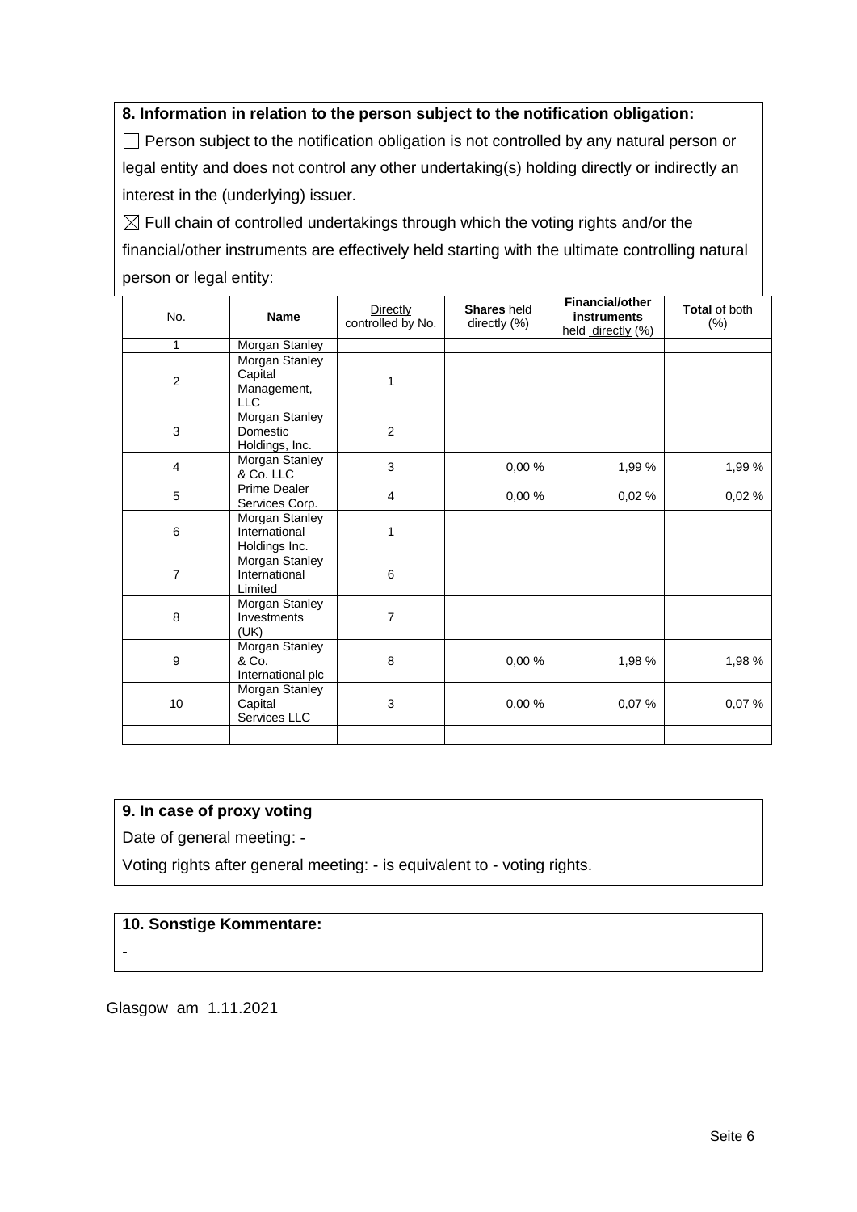**8. Information in relation to the person subject to the notification obligation:**

☐ Person subject to the notification obligation is not controlled by any natural person or legal entity and does not control any other undertaking(s) holding directly or indirectly an interest in the (underlying) issuer.

☒ Full chain of controlled undertakings through which the voting rights and/or the financial/other instruments are effectively held starting with the ultimate controlling natural person or legal entity:

| No. | Name | Directly controlled by No. | Shares held directly (%) | Financial/other instruments held directly (%) | Total of both (%) |
|---|---|---|---|---|---|
| 1 | Morgan Stanley | | | | |
| 2 | Morgan Stanley Capital Management, LLC | 1 | | | |
| 3 | Morgan Stanley Domestic Holdings, Inc. | 2 | | | |
| 4 | Morgan Stanley & Co. LLC | 3 | 0,00 % | 1,99 % | 1,99 % |
| 5 | Prime Dealer Services Corp. | 4 | 0,00 % | 0,02 % | 0,02 % |
| 6 | Morgan Stanley International Holdings Inc. | 1 | | | |
| 7 | Morgan Stanley International Limited | 6 | | | |
| 8 | Morgan Stanley Investments (UK) | 7 | | | |
| 9 | Morgan Stanley & Co. International plc | 8 | 0,00 % | 1,98 % | 1,98 % |
| 10 | Morgan Stanley Capital Services LLC | 3 | 0,00 % | 0,07 % | 0,07 % |
| | | | | | |

**9. In case of proxy voting**

Date of general meeting: -

Voting rights after general meeting: - is equivalent to - voting rights.

**10. Sonstige Kommentare:**

-

Glasgow am 1.11.2021